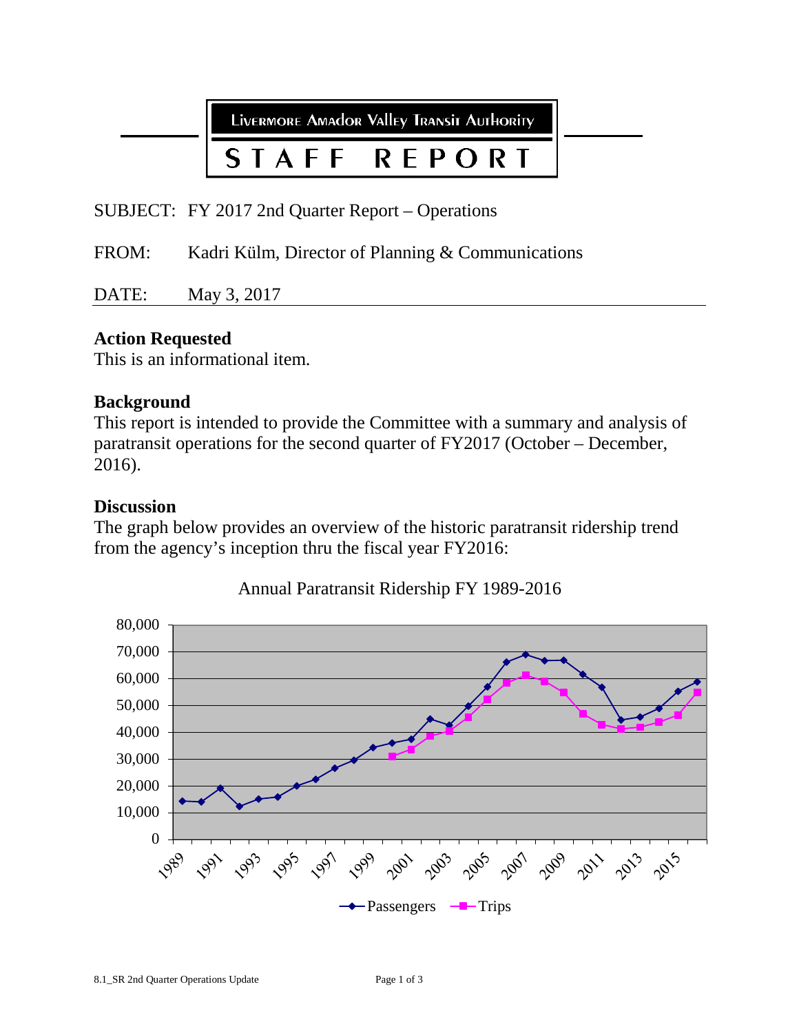Livermore Amador Valley Transit Authority

# STAFF REPORT

SUBJECT: FY 2017 2nd Quarter Report – Operations

FROM: Kadri Külm, Director of Planning & Communications

DATE: May 3, 2017

## Action Requested

This is an informational item.

## Background

This report is intended to provide the Committee with a summary and analysis of paratransit operations for the second quarter of FY2017 (October – December, 2016).

## Discussion

The graph below provides an overview of the historic paratransit ridership trend from the agency's inception thru the fiscal year FY2016:

Annual Paratransit Ridership FY 1989-2016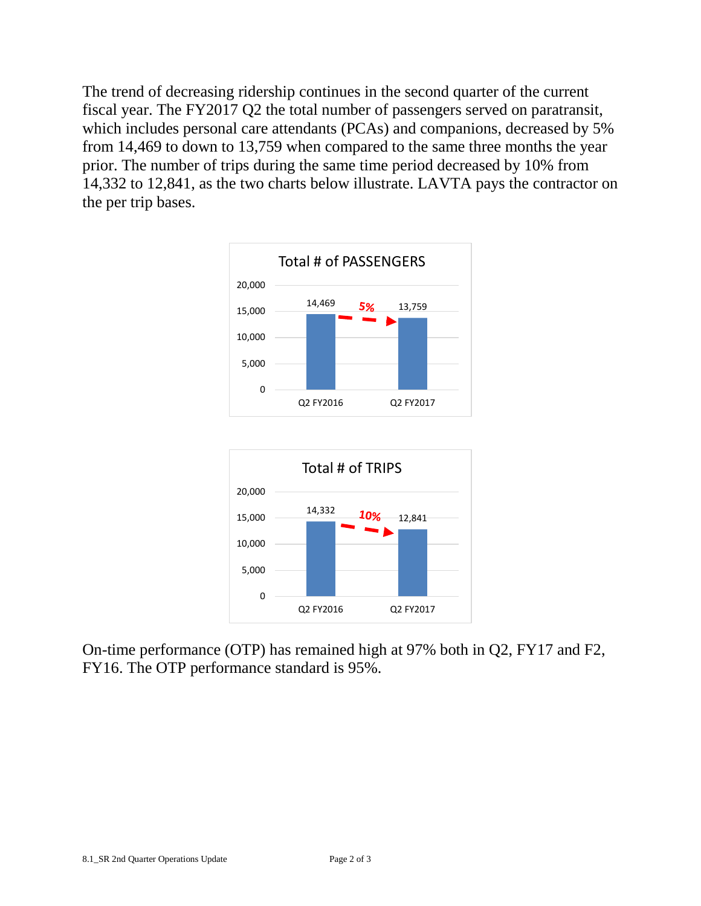The trend of decreasing ridership continues in the second quarter of the current fiscal year. The FY2017 Q2 the total number of passengers served on paratransit, which includes personal care attendants (PCAs) and companions, decreased by 5% from 14,469 to down to 13,759 when compared to the same three months the year prior. The number of trips during the same time period decreased by 10% from 14,332 to 12,841, as the two charts below illustrate. LAVTA pays the contractor on the per trip bases.

**Total # of PASSENGERS**

| Q2 FY2016 | Q2 FY2017 |
|---|---|
| 14,469 | 13,759 |

5%

**Total # of TRIPS**

| Q2 FY2016 | Q2 FY2017 |
|---|---|
| 14,332 | 12,841 |

10%

On-time performance (OTP) has remained high at 97% both in Q2, FY17 and F2, FY16. The OTP performance standard is 95%.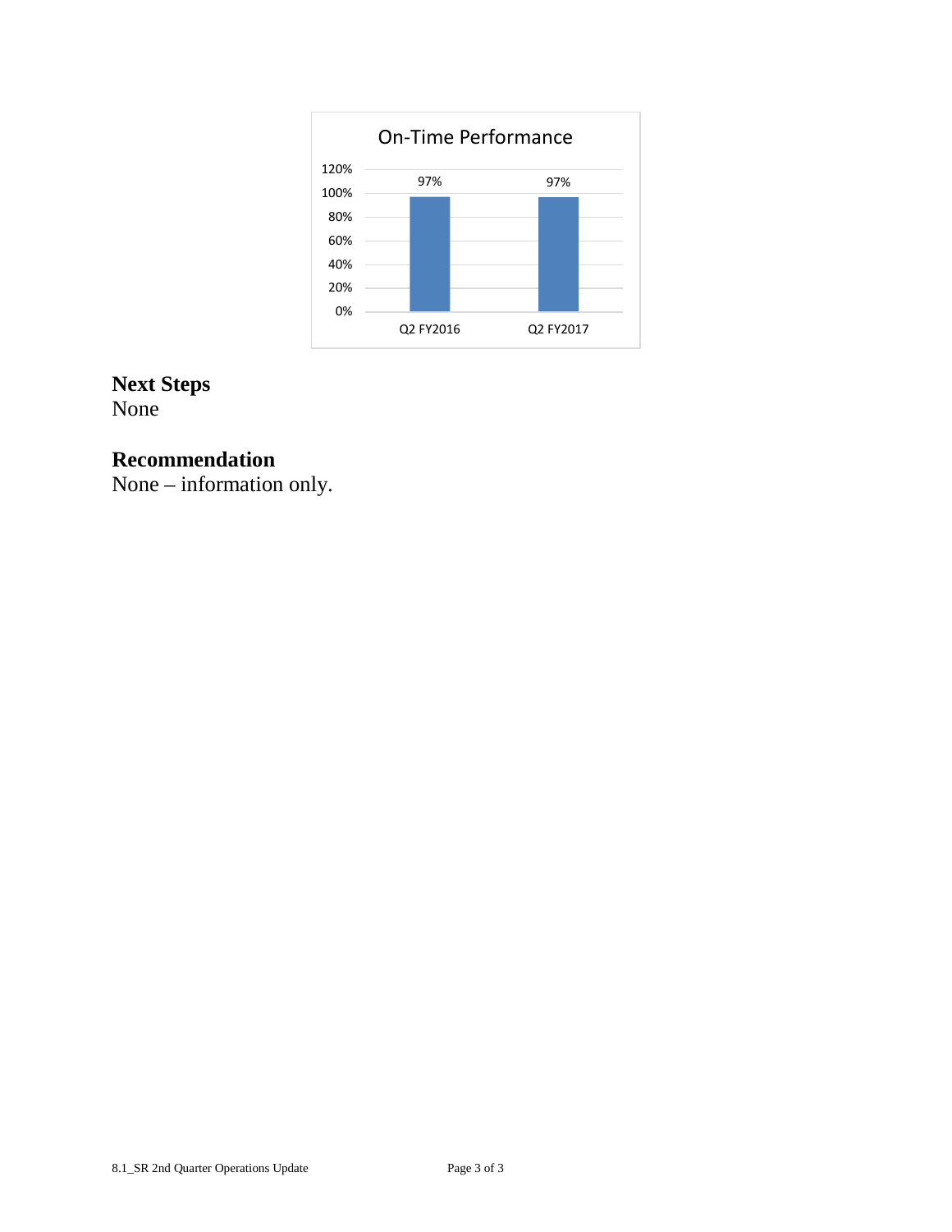On-Time Performance

120%
100%
80%
60%
40%
20%
0%

97%
97%

Q2 FY2016
Q2 FY2017

## Next Steps

None

## Recommendation

None – information only.